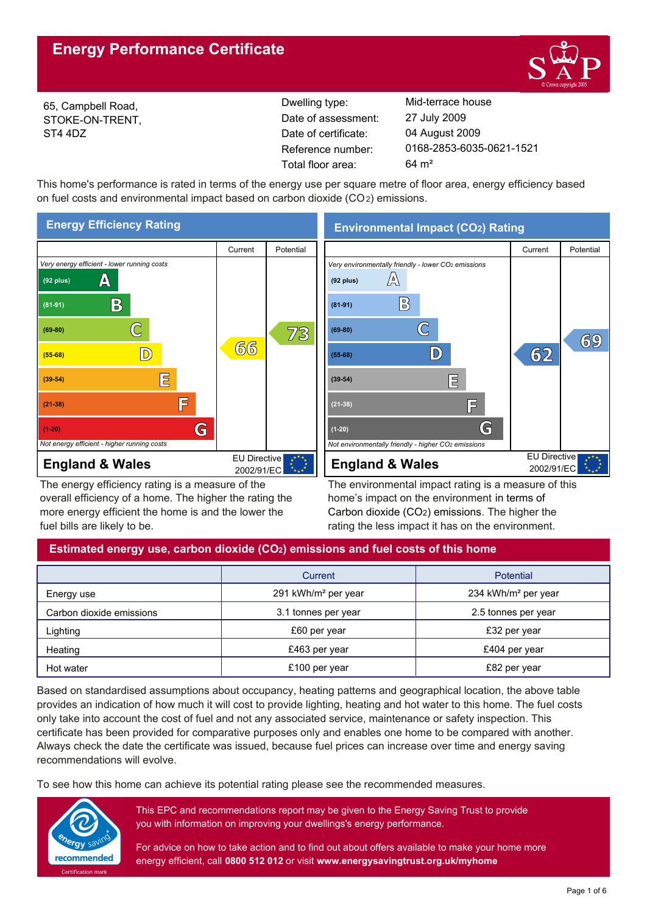# Energy Performance Certificate

65, Campbell Road,
STOKE-ON-TRENT,
ST4 4DZ

| | |
|---|---|
| Dwelling type: | Mid-terrace house |
| Date of assessment: | 27 July 2009 |
| Date of certificate: | 04 August 2009 |
| Reference number: | 0168-2853-6035-0621-1521 |
| Total floor area: | 64 m² |

This home's performance is rated in terms of the energy use per square metre of floor area, energy efficiency based on fuel costs and environmental impact based on carbon dioxide ($CO_2$) emissions.

## Energy Efficiency Rating

| Rating | Current | Potential |
|---|---|---|
| *Very energy efficient - lower running costs* | | |
| (92 plus) A | | |
| (81-91) B | | |
| (69-80) C | | 73 |
| (55-68) D | 66 | |
| (39-54) E | | |
| (21-38) F | | |
| (1-20) G | | |
| *Not energy efficient - higher running costs* | | |

**England & Wales** — EU Directive 2002/91/EC

The energy efficiency rating is a measure of the overall efficiency of a home. The higher the rating the more energy efficient the home is and the lower the fuel bills are likely to be.

## Environmental Impact ($CO_2$) Rating

| Rating | Current | Potential |
|---|---|---|
| *Very environmentally friendly - lower $CO_2$ emissions* | | |
| (92 plus) A | | |
| (81-91) B | | |
| (69-80) C | | 69 |
| (55-68) D | 62 | |
| (39-54) E | | |
| (21-38) F | | |
| (1-20) G | | |
| *Not environmentally friendly - higher $CO_2$ emissions* | | |

**England & Wales** — EU Directive 2002/91/EC

The environmental impact rating is a measure of this home's impact on the environment in terms of Carbon dioxide ($CO_2$) emissions. The higher the rating the less impact it has on the environment.

## Estimated energy use, carbon dioxide ($CO_2$) emissions and fuel costs of this home

| | Current | Potential |
|---|---|---|
| Energy use | 291 kWh/m² per year | 234 kWh/m² per year |
| Carbon dioxide emissions | 3.1 tonnes per year | 2.5 tonnes per year |
| Lighting | £60 per year | £32 per year |
| Heating | £463 per year | £404 per year |
| Hot water | £100 per year | £82 per year |

Based on standardised assumptions about occupancy, heating patterns and geographical location, the above table provides an indication of how much it will cost to provide lighting, heating and hot water to this home. The fuel costs only take into account the cost of fuel and not any associated service, maintenance or safety inspection. This certificate has been provided for comparative purposes only and enables one home to be compared with another. Always check the date the certificate was issued, because fuel prices can increase over time and energy saving recommendations will evolve.

To see how this home can achieve its potential rating please see the recommended measures.

This EPC and recommendations report may be given to the Energy Saving Trust to provide you with information on improving your dwellings's energy performance.

For advice on how to take action and to find out about offers available to make your home more energy efficient, call **0800 512 012** or visit **www.energysavingtrust.org.uk/myhome**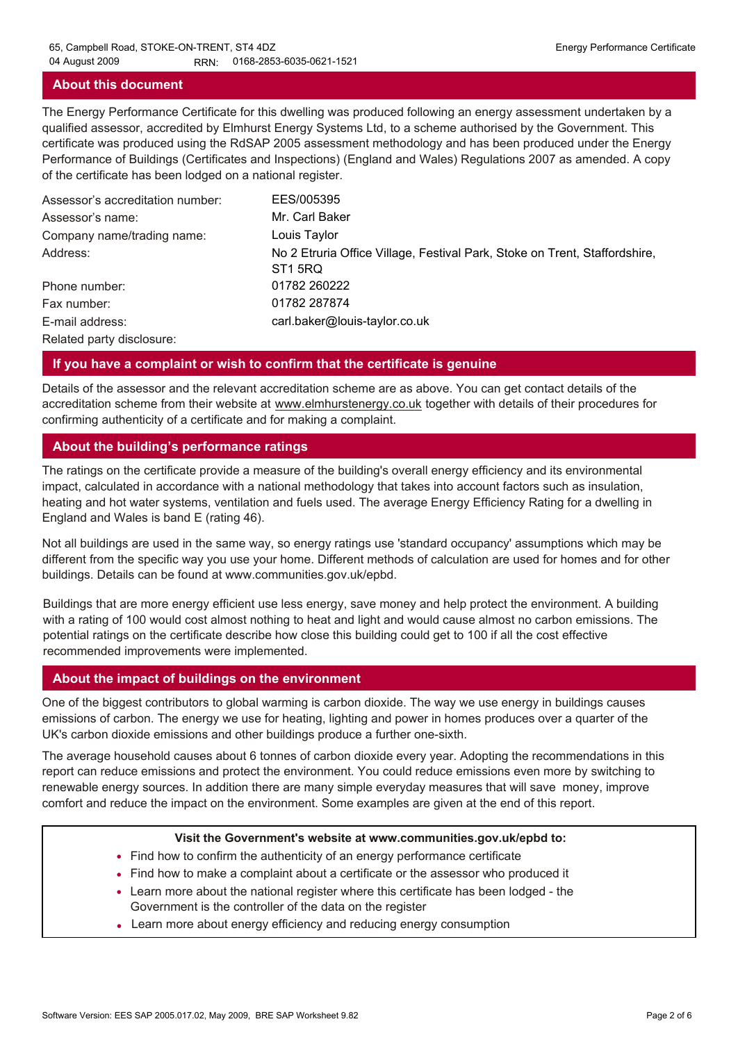## About this document

The Energy Performance Certificate for this dwelling was produced following an energy assessment undertaken by a qualified assessor, accredited by Elmhurst Energy Systems Ltd, to a scheme authorised by the Government. This certificate was produced using the RdSAP 2005 assessment methodology and has been produced under the Energy Performance of Buildings (Certificates and Inspections) (England and Wales) Regulations 2007 as amended. A copy of the certificate has been lodged on a national register.

| | |
|---|---|
| Assessor's accreditation number: | EES/005395 |
| Assessor's name: | Mr. Carl Baker |
| Company name/trading name: | Louis Taylor |
| Address: | No 2 Etruria Office Village, Festival Park, Stoke on Trent, Staffordshire, ST1 5RQ |
| Phone number: | 01782 260222 |
| Fax number: | 01782 287874 |
| E-mail address: | carl.baker@louis-taylor.co.uk |
| Related party disclosure: | |

## If you have a complaint or wish to confirm that the certificate is genuine

Details of the assessor and the relevant accreditation scheme are as above. You can get contact details of the accreditation scheme from their website at www.elmhurstenergy.co.uk together with details of their procedures for confirming authenticity of a certificate and for making a complaint.

## About the building's performance ratings

The ratings on the certificate provide a measure of the building's overall energy efficiency and its environmental impact, calculated in accordance with a national methodology that takes into account factors such as insulation, heating and hot water systems, ventilation and fuels used. The average Energy Efficiency Rating for a dwelling in England and Wales is band E (rating 46).

Not all buildings are used in the same way, so energy ratings use 'standard occupancy' assumptions which may be different from the specific way you use your home. Different methods of calculation are used for homes and for other buildings. Details can be found at www.communities.gov.uk/epbd.

Buildings that are more energy efficient use less energy, save money and help protect the environment. A building with a rating of 100 would cost almost nothing to heat and light and would cause almost no carbon emissions. The potential ratings on the certificate describe how close this building could get to 100 if all the cost effective recommended improvements were implemented.

## About the impact of buildings on the environment

One of the biggest contributors to global warming is carbon dioxide. The way we use energy in buildings causes emissions of carbon. The energy we use for heating, lighting and power in homes produces over a quarter of the UK's carbon dioxide emissions and other buildings produce a further one-sixth.

The average household causes about 6 tonnes of carbon dioxide every year. Adopting the recommendations in this report can reduce emissions and protect the environment. You could reduce emissions even more by switching to renewable energy sources. In addition there are many simple everyday measures that will save money, improve comfort and reduce the impact on the environment. Some examples are given at the end of this report.

**Visit the Government's website at www.communities.gov.uk/epbd to:**

- Find how to confirm the authenticity of an energy performance certificate
- Find how to make a complaint about a certificate or the assessor who produced it
- Learn more about the national register where this certificate has been lodged - the Government is the controller of the data on the register
- Learn more about energy efficiency and reducing energy consumption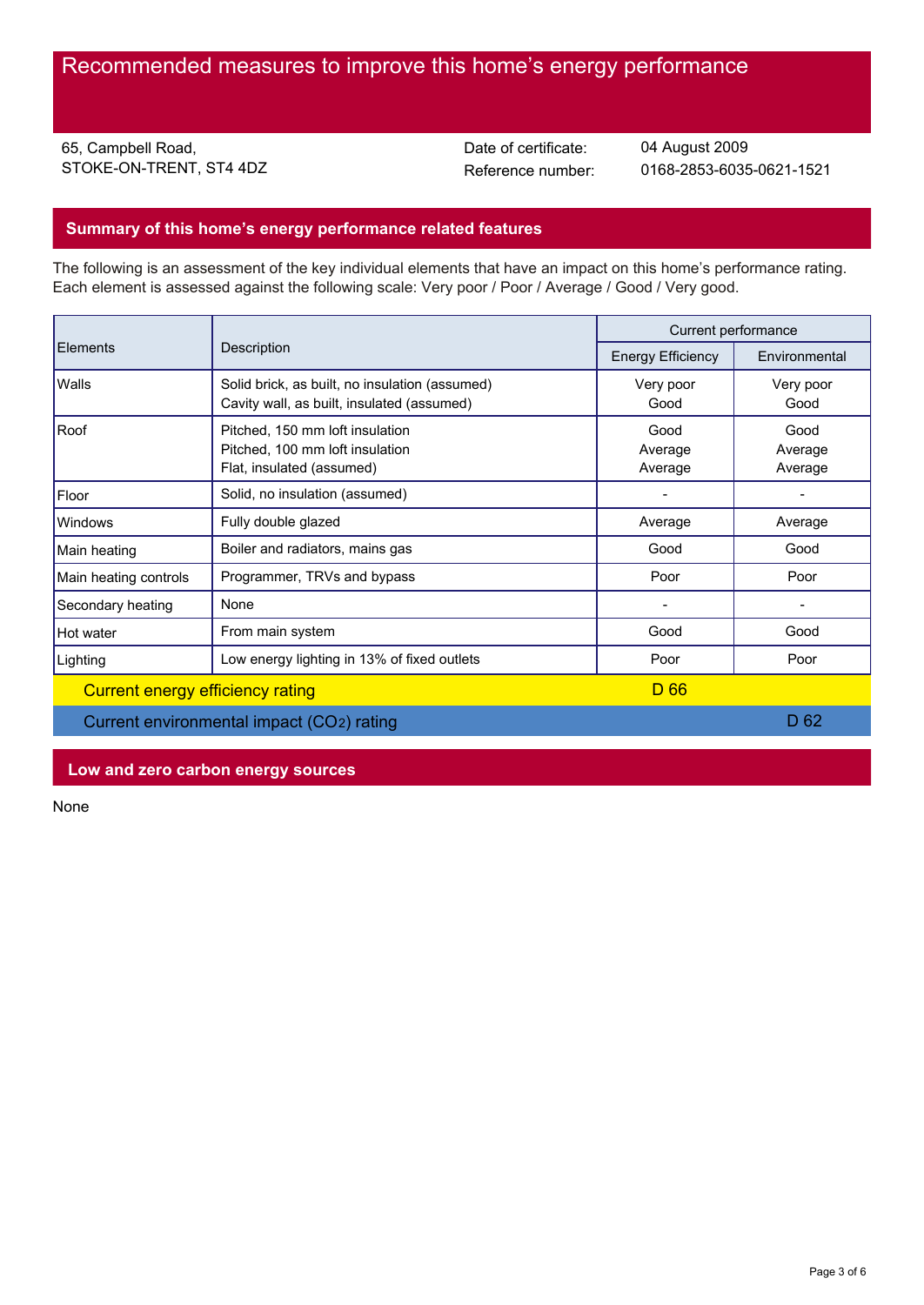# Recommended measures to improve this home's energy performance

65, Campbell Road,
STOKE-ON-TRENT, ST4 4DZ

Date of certificate: 04 August 2009
Reference number: 0168-2853-6035-0621-1521

## Summary of this home's energy performance related features

The following is an assessment of the key individual elements that have an impact on this home's performance rating. Each element is assessed against the following scale: Very poor / Poor / Average / Good / Very good.

| Elements | Description | Current performance | |
|---|---|---|---|
| | | Energy Efficiency | Environmental |
| Walls | Solid brick, as built, no insulation (assumed)<br>Cavity wall, as built, insulated (assumed) | Very poor<br>Good | Very poor<br>Good |
| Roof | Pitched, 150 mm loft insulation<br>Pitched, 100 mm loft insulation<br>Flat, insulated (assumed) | Good<br>Average<br>Average | Good<br>Average<br>Average |
| Floor | Solid, no insulation (assumed) | - | - |
| Windows | Fully double glazed | Average | Average |
| Main heating | Boiler and radiators, mains gas | Good | Good |
| Main heating controls | Programmer, TRVs and bypass | Poor | Poor |
| Secondary heating | None | - | - |
| Hot water | From main system | Good | Good |
| Lighting | Low energy lighting in 13% of fixed outlets | Poor | Poor |
| Current energy efficiency rating | | D 66 | |
| Current environmental impact ($CO_2$) rating | | | D 62 |

## Low and zero carbon energy sources

None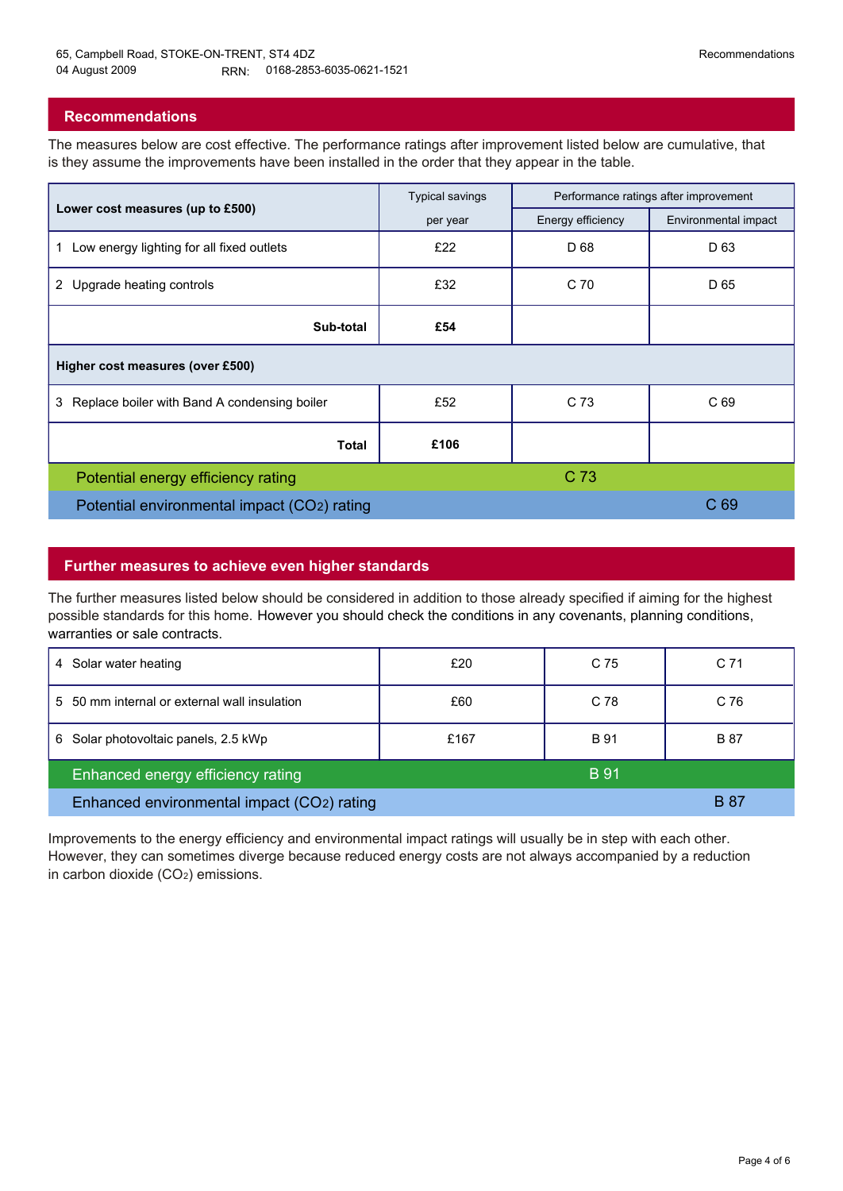65, Campbell Road, STOKE-ON-TRENT, ST4 4DZ
04 August 2009 RRN: 0168-2853-6035-0621-1521

## Recommendations

The measures below are cost effective. The performance ratings after improvement listed below are cumulative, that is they assume the improvements have been installed in the order that they appear in the table.

| Lower cost measures (up to £500) | Typical savings per year | Performance ratings after improvement | |
|---|---|---|---|
| | | Energy efficiency | Environmental impact |
| 1 Low energy lighting for all fixed outlets | £22 | D 68 | D 63 |
| 2 Upgrade heating controls | £32 | C 70 | D 65 |
| **Sub-total** | **£54** | | |
| **Higher cost measures (over £500)** | | | |
| 3 Replace boiler with Band A condensing boiler | £52 | C 73 | C 69 |
| **Total** | **£106** | | |
| Potential energy efficiency rating | | C 73 | |
| Potential environmental impact ($CO_2$) rating | | | C 69 |

## Further measures to achieve even higher standards

The further measures listed below should be considered in addition to those already specified if aiming for the highest possible standards for this home. However you should check the conditions in any covenants, planning conditions, warranties or sale contracts.

| Measure | Typical savings per year | Energy efficiency | Environmental impact |
|---|---|---|---|
| 4 Solar water heating | £20 | C 75 | C 71 |
| 5 50 mm internal or external wall insulation | £60 | C 78 | C 76 |
| 6 Solar photovoltaic panels, 2.5 kWp | £167 | B 91 | B 87 |
| Enhanced energy efficiency rating | | B 91 | |
| Enhanced environmental impact ($CO_2$) rating | | | B 87 |

Improvements to the energy efficiency and environmental impact ratings will usually be in step with each other. However, they can sometimes diverge because reduced energy costs are not always accompanied by a reduction in carbon dioxide ($CO_2$) emissions.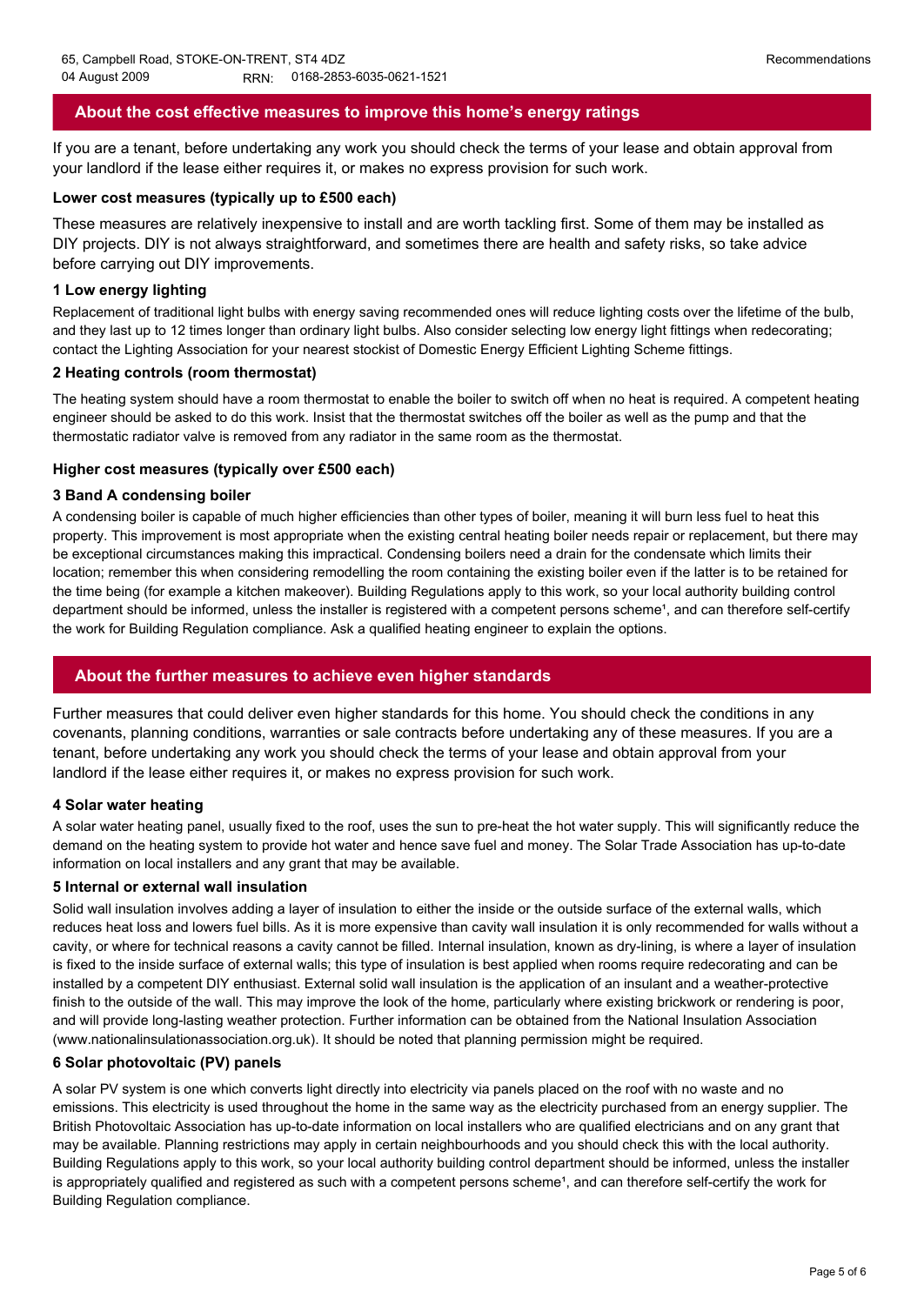## About the cost effective measures to improve this home's energy ratings

If you are a tenant, before undertaking any work you should check the terms of your lease and obtain approval from your landlord if the lease either requires it, or makes no express provision for such work.

### Lower cost measures (typically up to £500 each)

These measures are relatively inexpensive to install and are worth tackling first. Some of them may be installed as DIY projects. DIY is not always straightforward, and sometimes there are health and safety risks, so take advice before carrying out DIY improvements.

#### 1 Low energy lighting

Replacement of traditional light bulbs with energy saving recommended ones will reduce lighting costs over the lifetime of the bulb, and they last up to 12 times longer than ordinary light bulbs. Also consider selecting low energy light fittings when redecorating; contact the Lighting Association for your nearest stockist of Domestic Energy Efficient Lighting Scheme fittings.

#### 2 Heating controls (room thermostat)

The heating system should have a room thermostat to enable the boiler to switch off when no heat is required. A competent heating engineer should be asked to do this work. Insist that the thermostat switches off the boiler as well as the pump and that the thermostatic radiator valve is removed from any radiator in the same room as the thermostat.

### Higher cost measures (typically over £500 each)

#### 3 Band A condensing boiler

A condensing boiler is capable of much higher efficiencies than other types of boiler, meaning it will burn less fuel to heat this property. This improvement is most appropriate when the existing central heating boiler needs repair or replacement, but there may be exceptional circumstances making this impractical. Condensing boilers need a drain for the condensate which limits their location; remember this when considering remodelling the room containing the existing boiler even if the latter is to be retained for the time being (for example a kitchen makeover). Building Regulations apply to this work, so your local authority building control department should be informed, unless the installer is registered with a competent persons scheme[1], and can therefore self-certify the work for Building Regulation compliance. Ask a qualified heating engineer to explain the options.

## About the further measures to achieve even higher standards

Further measures that could deliver even higher standards for this home. You should check the conditions in any covenants, planning conditions, warranties or sale contracts before undertaking any of these measures. If you are a tenant, before undertaking any work you should check the terms of your lease and obtain approval from your landlord if the lease either requires it, or makes no express provision for such work.

#### 4 Solar water heating

A solar water heating panel, usually fixed to the roof, uses the sun to pre-heat the hot water supply. This will significantly reduce the demand on the heating system to provide hot water and hence save fuel and money. The Solar Trade Association has up-to-date information on local installers and any grant that may be available.

#### 5 Internal or external wall insulation

Solid wall insulation involves adding a layer of insulation to either the inside or the outside surface of the external walls, which reduces heat loss and lowers fuel bills. As it is more expensive than cavity wall insulation it is only recommended for walls without a cavity, or where for technical reasons a cavity cannot be filled. Internal insulation, known as dry-lining, is where a layer of insulation is fixed to the inside surface of external walls; this type of insulation is best applied when rooms require redecorating and can be installed by a competent DIY enthusiast. External solid wall insulation is the application of an insulant and a weather-protective finish to the outside of the wall. This may improve the look of the home, particularly where existing brickwork or rendering is poor, and will provide long-lasting weather protection. Further information can be obtained from the National Insulation Association (www.nationalinsulationassociation.org.uk). It should be noted that planning permission might be required.

#### 6 Solar photovoltaic (PV) panels

A solar PV system is one which converts light directly into electricity via panels placed on the roof with no waste and no emissions. This electricity is used throughout the home in the same way as the electricity purchased from an energy supplier. The British Photovoltaic Association has up-to-date information on local installers who are qualified electricians and on any grant that may be available. Planning restrictions may apply in certain neighbourhoods and you should check this with the local authority. Building Regulations apply to this work, so your local authority building control department should be informed, unless the installer is appropriately qualified and registered as such with a competent persons scheme[1], and can therefore self-certify the work for Building Regulation compliance.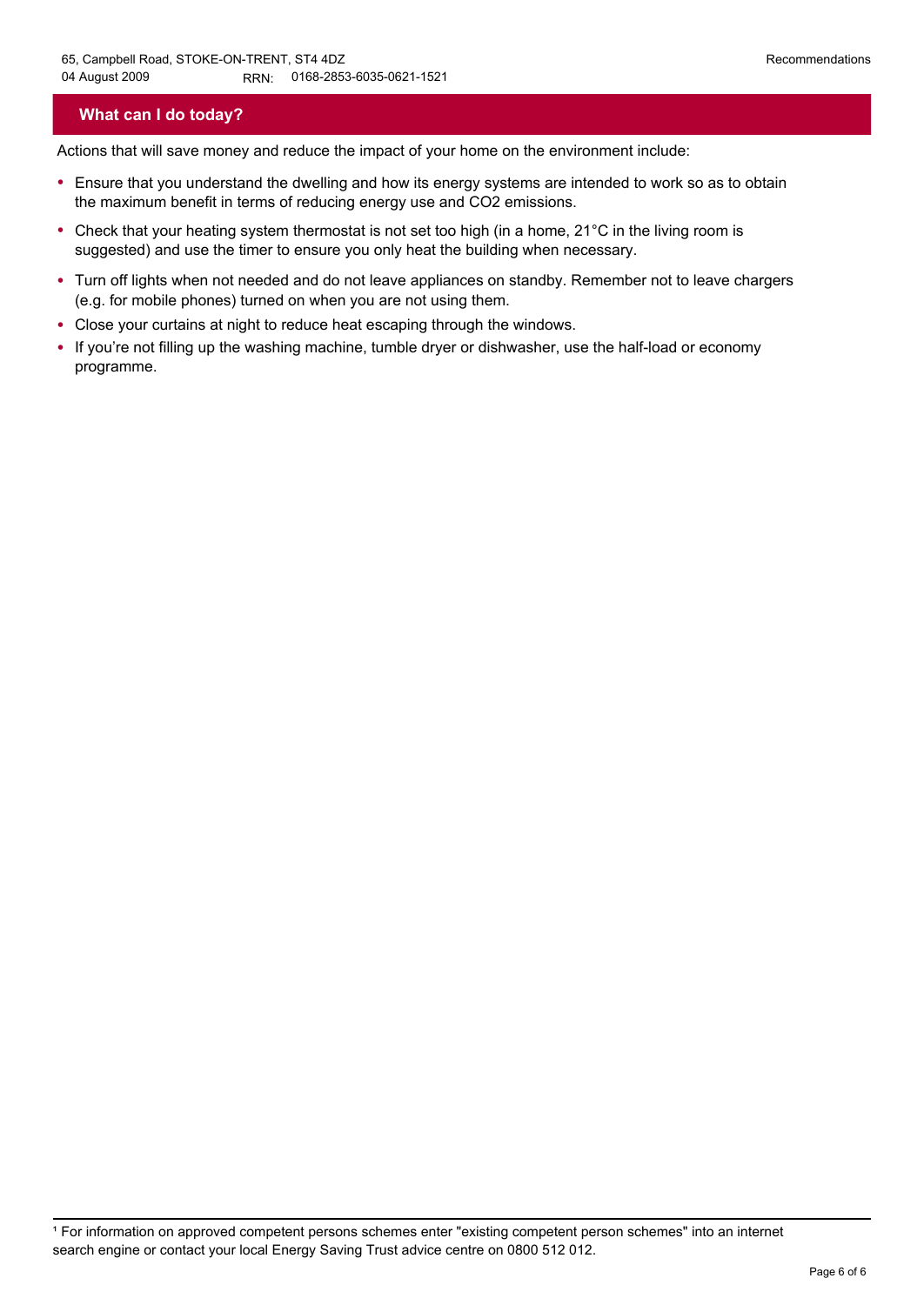## What can I do today?

Actions that will save money and reduce the impact of your home on the environment include:

- Ensure that you understand the dwelling and how its energy systems are intended to work so as to obtain the maximum benefit in terms of reducing energy use and $CO_2$ emissions.
- Check that your heating system thermostat is not set too high (in a home, 21°C in the living room is suggested) and use the timer to ensure you only heat the building when necessary.
- Turn off lights when not needed and do not leave appliances on standby. Remember not to leave chargers (e.g. for mobile phones) turned on when you are not using them.
- Close your curtains at night to reduce heat escaping through the windows.
- If you're not filling up the washing machine, tumble dryer or dishwasher, use the half-load or economy programme.

[1] For information on approved competent persons schemes enter "existing competent person schemes" into an internet search engine or contact your local Energy Saving Trust advice centre on 0800 512 012.